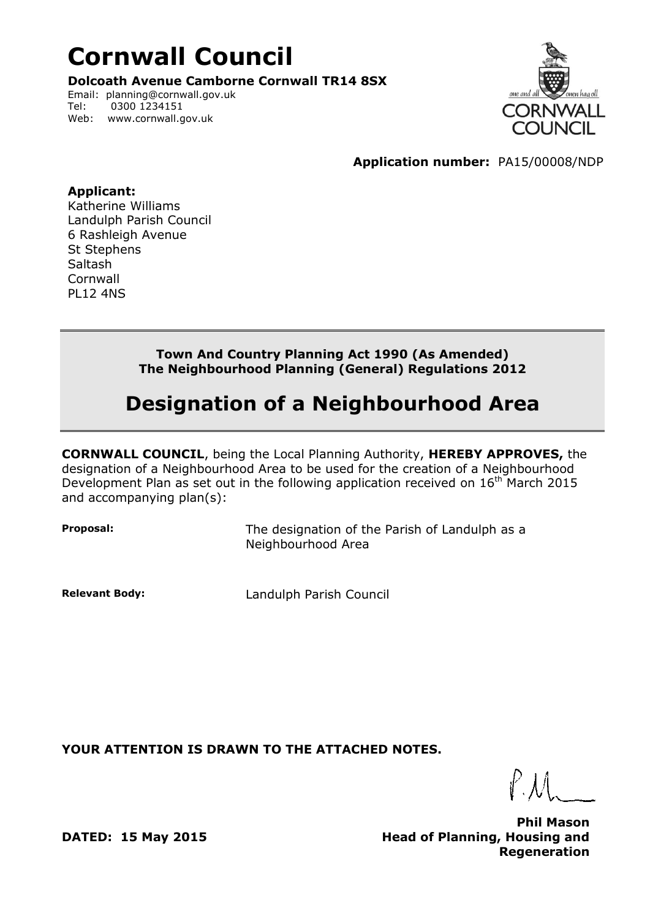# Cornwall Council

**Dolcoath Avenue Camborne Cornwall TR14 8SX**

Email: planning@cornwall.gov.uk
Tel: 0300 1234151
Web: www.cornwall.gov.uk

**Application number:** PA15/00008/NDP

**Applicant:**
Katherine Williams
Landulph Parish Council
6 Rashleigh Avenue
St Stephens
Saltash
Cornwall
PL12 4NS

**Town And Country Planning Act 1990 (As Amended)**
**The Neighbourhood Planning (General) Regulations 2012**

## Designation of a Neighbourhood Area

**CORNWALL COUNCIL**, being the Local Planning Authority, **HEREBY APPROVES,** the designation of a Neighbourhood Area to be used for the creation of a Neighbourhood Development Plan as set out in the following application received on 16th March 2015 and accompanying plan(s):

**Proposal:** The designation of the Parish of Landulph as a Neighbourhood Area

**Relevant Body:** Landulph Parish Council

**YOUR ATTENTION IS DRAWN TO THE ATTACHED NOTES.**

**DATED: 15 May 2015**

**Phil Mason**
**Head of Planning, Housing and Regeneration**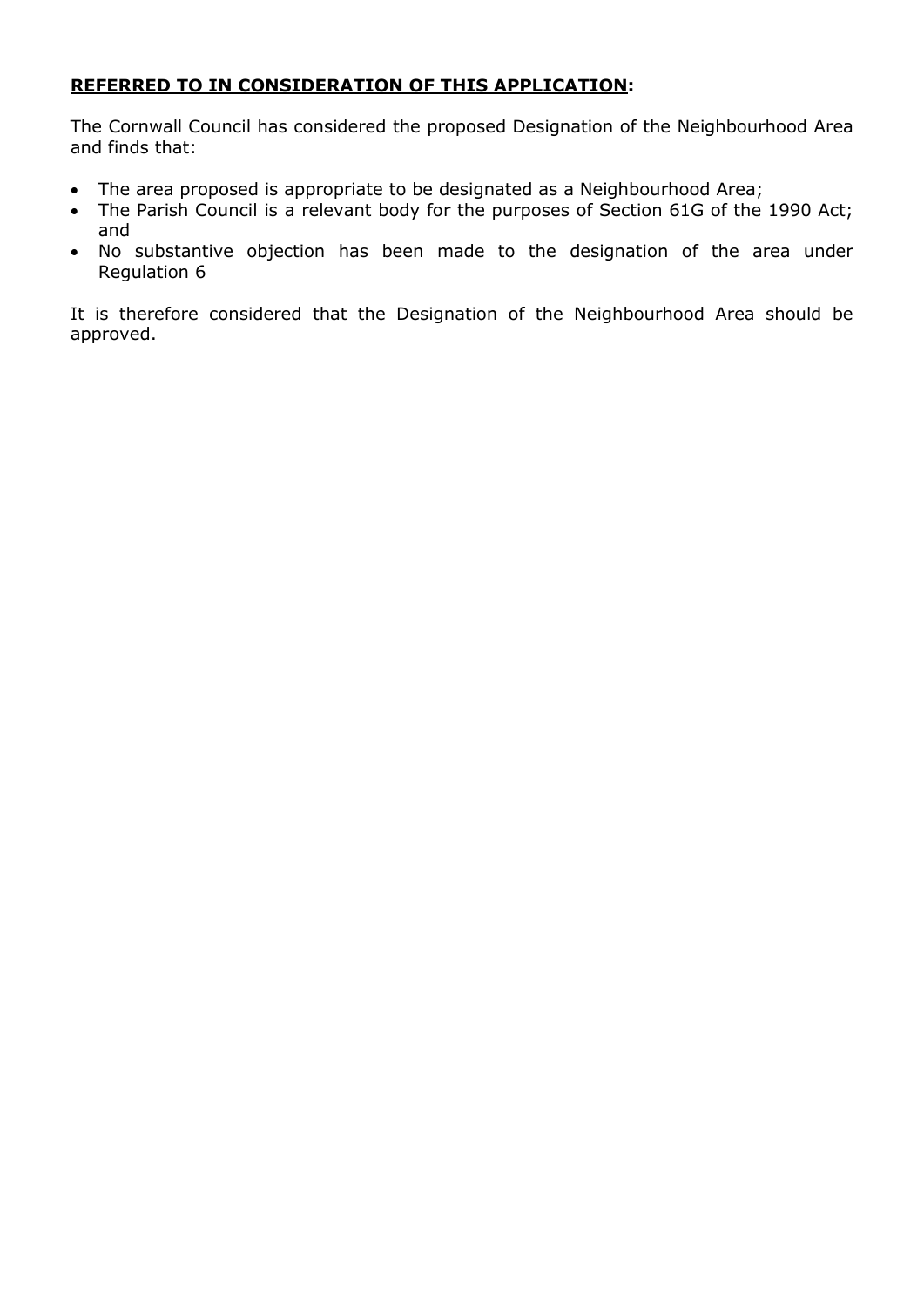**<u>REFERRED TO IN CONSIDERATION OF THIS APPLICATION</u>:**

The Cornwall Council has considered the proposed Designation of the Neighbourhood Area and finds that:

- The area proposed is appropriate to be designated as a Neighbourhood Area;
- The Parish Council is a relevant body for the purposes of Section 61G of the 1990 Act; and
- No substantive objection has been made to the designation of the area under Regulation 6

It is therefore considered that the Designation of the Neighbourhood Area should be approved.